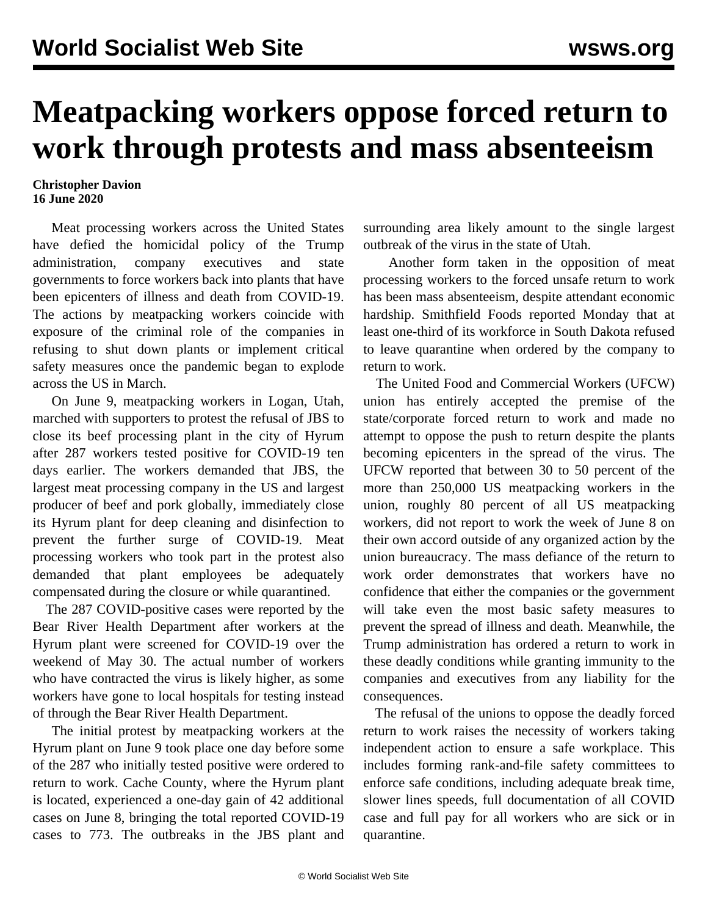# Meatpacking workers oppose forced return to work through protests and mass absenteeism

**Christopher Davion**
**16 June 2020**

Meat processing workers across the United States have defied the homicidal policy of the Trump administration, company executives and state governments to force workers back into plants that have been epicenters of illness and death from COVID-19. The actions by meatpacking workers coincide with exposure of the criminal role of the companies in refusing to shut down plants or implement critical safety measures once the pandemic began to explode across the US in March.

On June 9, meatpacking workers in Logan, Utah, marched with supporters to protest the refusal of JBS to close its beef processing plant in the city of Hyrum after 287 workers tested positive for COVID-19 ten days earlier. The workers demanded that JBS, the largest meat processing company in the US and largest producer of beef and pork globally, immediately close its Hyrum plant for deep cleaning and disinfection to prevent the further surge of COVID-19. Meat processing workers who took part in the protest also demanded that plant employees be adequately compensated during the closure or while quarantined.

The 287 COVID-positive cases were reported by the Bear River Health Department after workers at the Hyrum plant were screened for COVID-19 over the weekend of May 30. The actual number of workers who have contracted the virus is likely higher, as some workers have gone to local hospitals for testing instead of through the Bear River Health Department.

The initial protest by meatpacking workers at the Hyrum plant on June 9 took place one day before some of the 287 who initially tested positive were ordered to return to work. Cache County, where the Hyrum plant is located, experienced a one-day gain of 42 additional cases on June 8, bringing the total reported COVID-19 cases to 773. The outbreaks in the JBS plant and surrounding area likely amount to the single largest outbreak of the virus in the state of Utah.

Another form taken in the opposition of meat processing workers to the forced unsafe return to work has been mass absenteeism, despite attendant economic hardship. Smithfield Foods reported Monday that at least one-third of its workforce in South Dakota refused to leave quarantine when ordered by the company to return to work.

The United Food and Commercial Workers (UFCW) union has entirely accepted the premise of the state/corporate forced return to work and made no attempt to oppose the push to return despite the plants becoming epicenters in the spread of the virus. The UFCW reported that between 30 to 50 percent of the more than 250,000 US meatpacking workers in the union, roughly 80 percent of all US meatpacking workers, did not report to work the week of June 8 on their own accord outside of any organized action by the union bureaucracy. The mass defiance of the return to work order demonstrates that workers have no confidence that either the companies or the government will take even the most basic safety measures to prevent the spread of illness and death. Meanwhile, the Trump administration has ordered a return to work in these deadly conditions while granting immunity to the companies and executives from any liability for the consequences.

The refusal of the unions to oppose the deadly forced return to work raises the necessity of workers taking independent action to ensure a safe workplace. This includes forming rank-and-file safety committees to enforce safe conditions, including adequate break time, slower lines speeds, full documentation of all COVID case and full pay for all workers who are sick or in quarantine.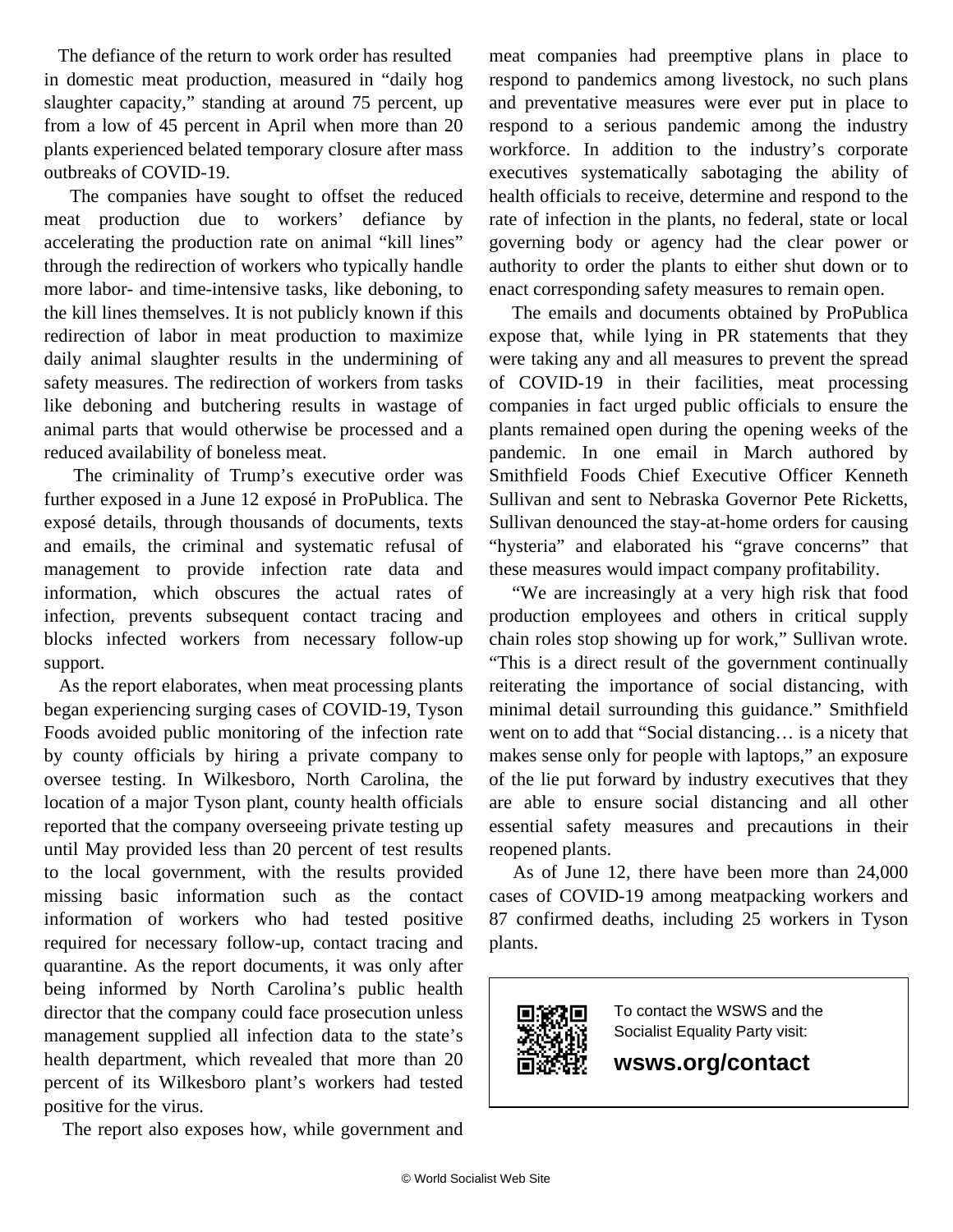The defiance of the return to work order has resulted in domestic meat production, measured in "daily hog slaughter capacity," standing at around 75 percent, up from a low of 45 percent in April when more than 20 plants experienced belated temporary closure after mass outbreaks of COVID-19.

The companies have sought to offset the reduced meat production due to workers' defiance by accelerating the production rate on animal "kill lines" through the redirection of workers who typically handle more labor- and time-intensive tasks, like deboning, to the kill lines themselves. It is not publicly known if this redirection of labor in meat production to maximize daily animal slaughter results in the undermining of safety measures. The redirection of workers from tasks like deboning and butchering results in wastage of animal parts that would otherwise be processed and a reduced availability of boneless meat.

The criminality of Trump's executive order was further exposed in a June 12 exposé in ProPublica. The exposé details, through thousands of documents, texts and emails, the criminal and systematic refusal of management to provide infection rate data and information, which obscures the actual rates of infection, prevents subsequent contact tracing and blocks infected workers from necessary follow-up support.

As the report elaborates, when meat processing plants began experiencing surging cases of COVID-19, Tyson Foods avoided public monitoring of the infection rate by county officials by hiring a private company to oversee testing. In Wilkesboro, North Carolina, the location of a major Tyson plant, county health officials reported that the company overseeing private testing up until May provided less than 20 percent of test results to the local government, with the results provided missing basic information such as the contact information of workers who had tested positive required for necessary follow-up, contact tracing and quarantine. As the report documents, it was only after being informed by North Carolina's public health director that the company could face prosecution unless management supplied all infection data to the state's health department, which revealed that more than 20 percent of its Wilkesboro plant's workers had tested positive for the virus.

The report also exposes how, while government and meat companies had preemptive plans in place to respond to pandemics among livestock, no such plans and preventative measures were ever put in place to respond to a serious pandemic among the industry workforce. In addition to the industry's corporate executives systematically sabotaging the ability of health officials to receive, determine and respond to the rate of infection in the plants, no federal, state or local governing body or agency had the clear power or authority to order the plants to either shut down or to enact corresponding safety measures to remain open.

The emails and documents obtained by ProPublica expose that, while lying in PR statements that they were taking any and all measures to prevent the spread of COVID-19 in their facilities, meat processing companies in fact urged public officials to ensure the plants remained open during the opening weeks of the pandemic. In one email in March authored by Smithfield Foods Chief Executive Officer Kenneth Sullivan and sent to Nebraska Governor Pete Ricketts, Sullivan denounced the stay-at-home orders for causing "hysteria" and elaborated his "grave concerns" that these measures would impact company profitability.

"We are increasingly at a very high risk that food production employees and others in critical supply chain roles stop showing up for work," Sullivan wrote. "This is a direct result of the government continually reiterating the importance of social distancing, with minimal detail surrounding this guidance." Smithfield went on to add that "Social distancing… is a nicety that makes sense only for people with laptops," an exposure of the lie put forward by industry executives that they are able to ensure social distancing and all other essential safety measures and precautions in their reopened plants.

As of June 12, there have been more than 24,000 cases of COVID-19 among meatpacking workers and 87 confirmed deaths, including 25 workers in Tyson plants.

To contact the WSWS and the Socialist Equality Party visit:

**wsws.org/contact**